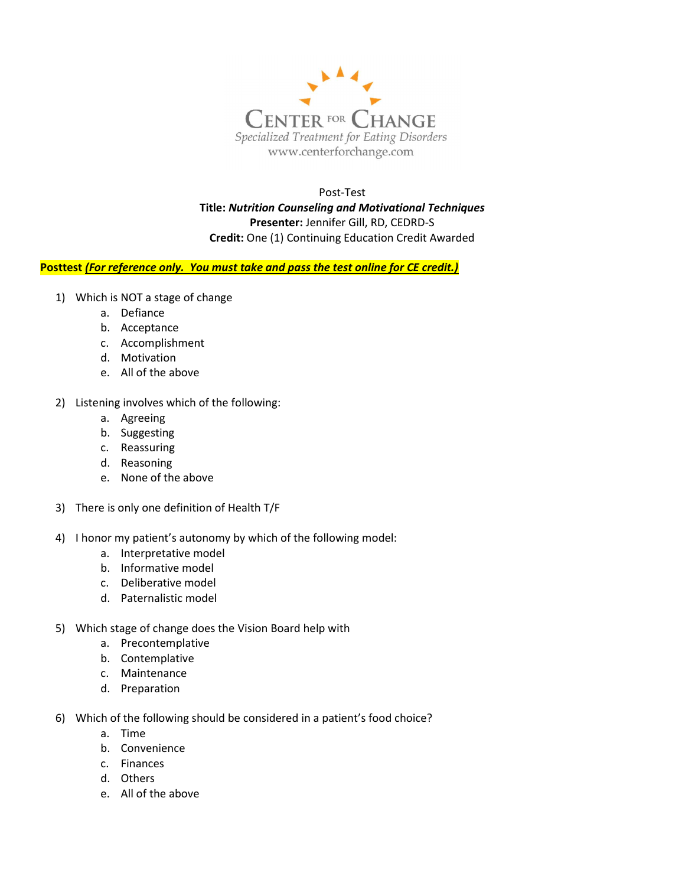CENTER FOR CHANGE

*Specialized Treatment for Eating Disorders*

www.centerforchange.com

Post-Test

**Title:** ***Nutrition Counseling and Motivational Techniques***

**Presenter:** Jennifer Gill, RD, CEDRD-S

**Credit:** One (1) Continuing Education Credit Awarded

**Posttest** ***(For reference only. You must take and pass the test online for CE credit.)***

1) Which is NOT a stage of change
   a. Defiance
   b. Acceptance
   c. Accomplishment
   d. Motivation
   e. All of the above

2) Listening involves which of the following:
   a. Agreeing
   b. Suggesting
   c. Reassuring
   d. Reasoning
   e. None of the above

3) There is only one definition of Health T/F

4) I honor my patient's autonomy by which of the following model:
   a. Interpretative model
   b. Informative model
   c. Deliberative model
   d. Paternalistic model

5) Which stage of change does the Vision Board help with
   a. Precontemplative
   b. Contemplative
   c. Maintenance
   d. Preparation

6) Which of the following should be considered in a patient's food choice?
   a. Time
   b. Convenience
   c. Finances
   d. Others
   e. All of the above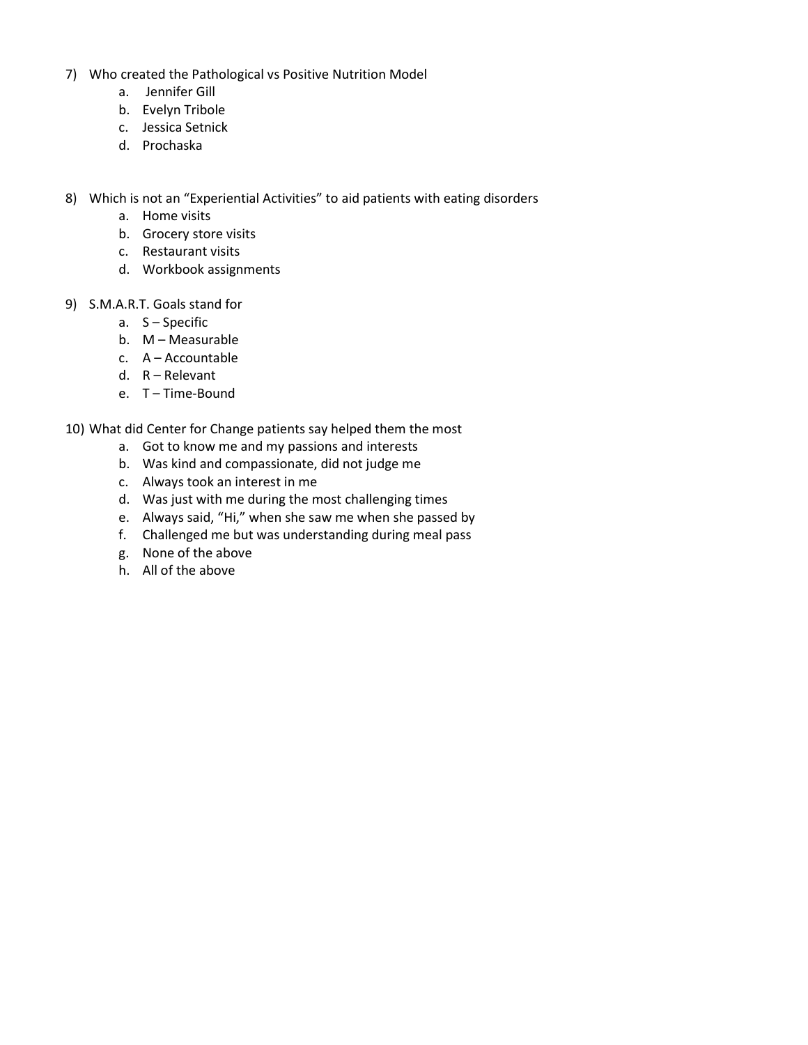7) Who created the Pathological vs Positive Nutrition Model
    a. Jennifer Gill
    b. Evelyn Tribole
    c. Jessica Setnick
    d. Prochaska

8) Which is not an "Experiential Activities" to aid patients with eating disorders
    a. Home visits
    b. Grocery store visits
    c. Restaurant visits
    d. Workbook assignments

9) S.M.A.R.T. Goals stand for
    a. S – Specific
    b. M – Measurable
    c. A – Accountable
    d. R – Relevant
    e. T – Time-Bound

10) What did Center for Change patients say helped them the most
    a. Got to know me and my passions and interests
    b. Was kind and compassionate, did not judge me
    c. Always took an interest in me
    d. Was just with me during the most challenging times
    e. Always said, "Hi," when she saw me when she passed by
    f. Challenged me but was understanding during meal pass
    g. None of the above
    h. All of the above